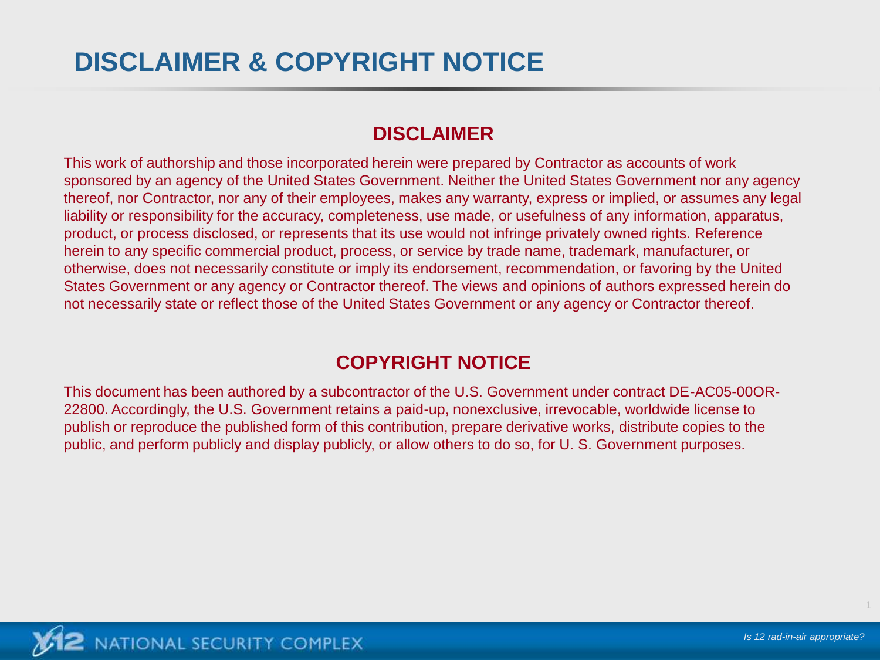# DISCLAIMER & COPYRIGHT NOTICE

## DISCLAIMER

This work of authorship and those incorporated herein were prepared by Contractor as accounts of work sponsored by an agency of the United States Government. Neither the United States Government nor any agency thereof, nor Contractor, nor any of their employees, makes any warranty, express or implied, or assumes any legal liability or responsibility for the accuracy, completeness, use made, or usefulness of any information, apparatus, product, or process disclosed, or represents that its use would not infringe privately owned rights. Reference herein to any specific commercial product, process, or service by trade name, trademark, manufacturer, or otherwise, does not necessarily constitute or imply its endorsement, recommendation, or favoring by the United States Government or any agency or Contractor thereof. The views and opinions of authors expressed herein do not necessarily state or reflect those of the United States Government or any agency or Contractor thereof.

## COPYRIGHT NOTICE

This document has been authored by a subcontractor of the U.S. Government under contract DE-AC05-00OR-22800. Accordingly, the U.S. Government retains a paid-up, nonexclusive, irrevocable, worldwide license to publish or reproduce the published form of this contribution, prepare derivative works, distribute copies to the public, and perform publicly and display publicly, or allow others to do so, for U. S. Government purposes.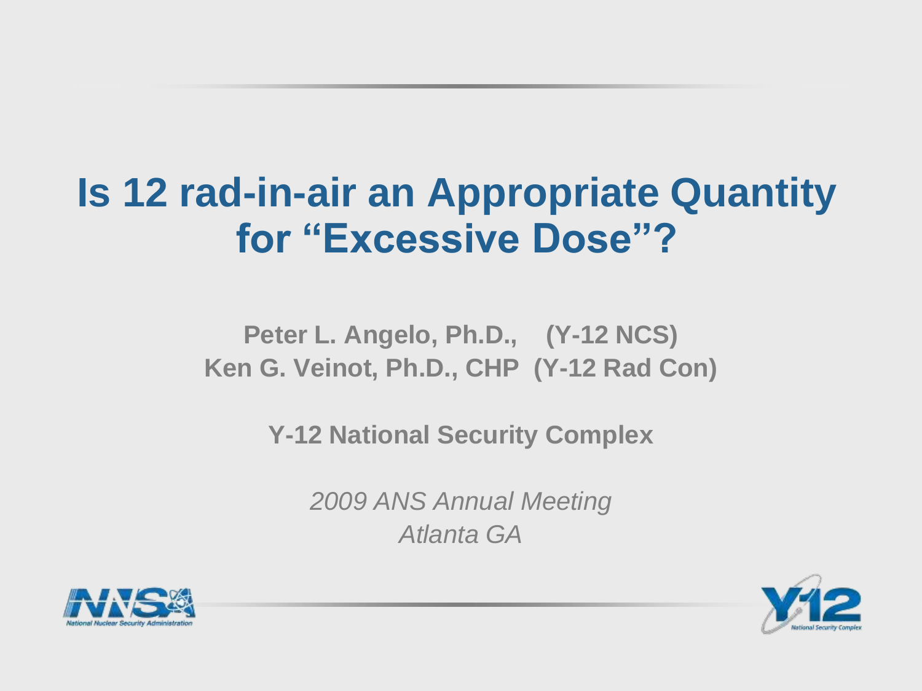# Is 12 rad-in-air an Appropriate Quantity for "Excessive Dose"?

**Peter L. Angelo, Ph.D., (Y-12 NCS)**
**Ken G. Veinot, Ph.D., CHP (Y-12 Rad Con)**

**Y-12 National Security Complex**

*2009 ANS Annual Meeting*
*Atlanta GA*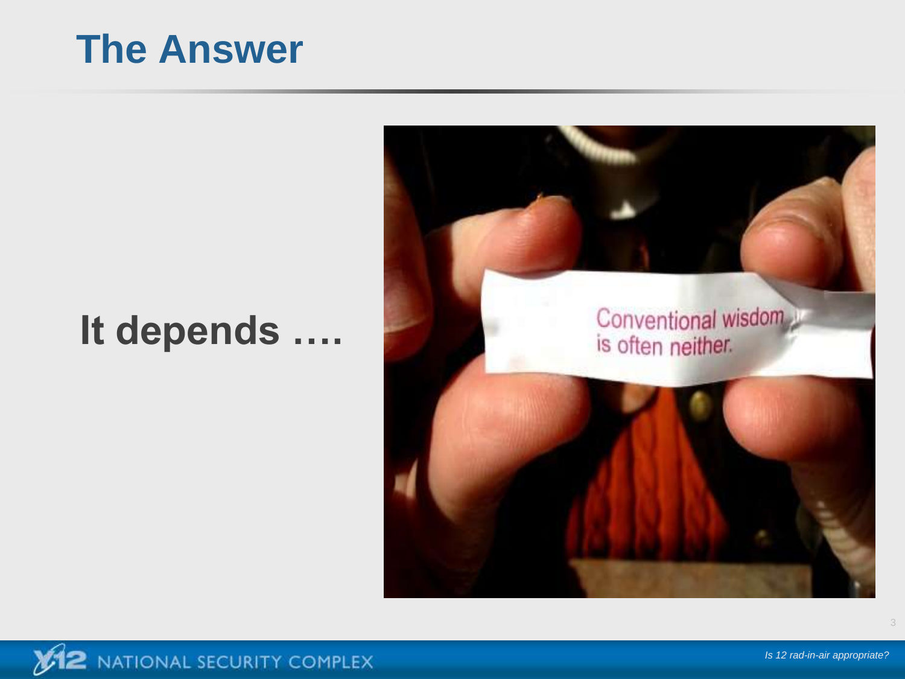# The Answer

**It depends ….**

Conventional wisdom is often neither.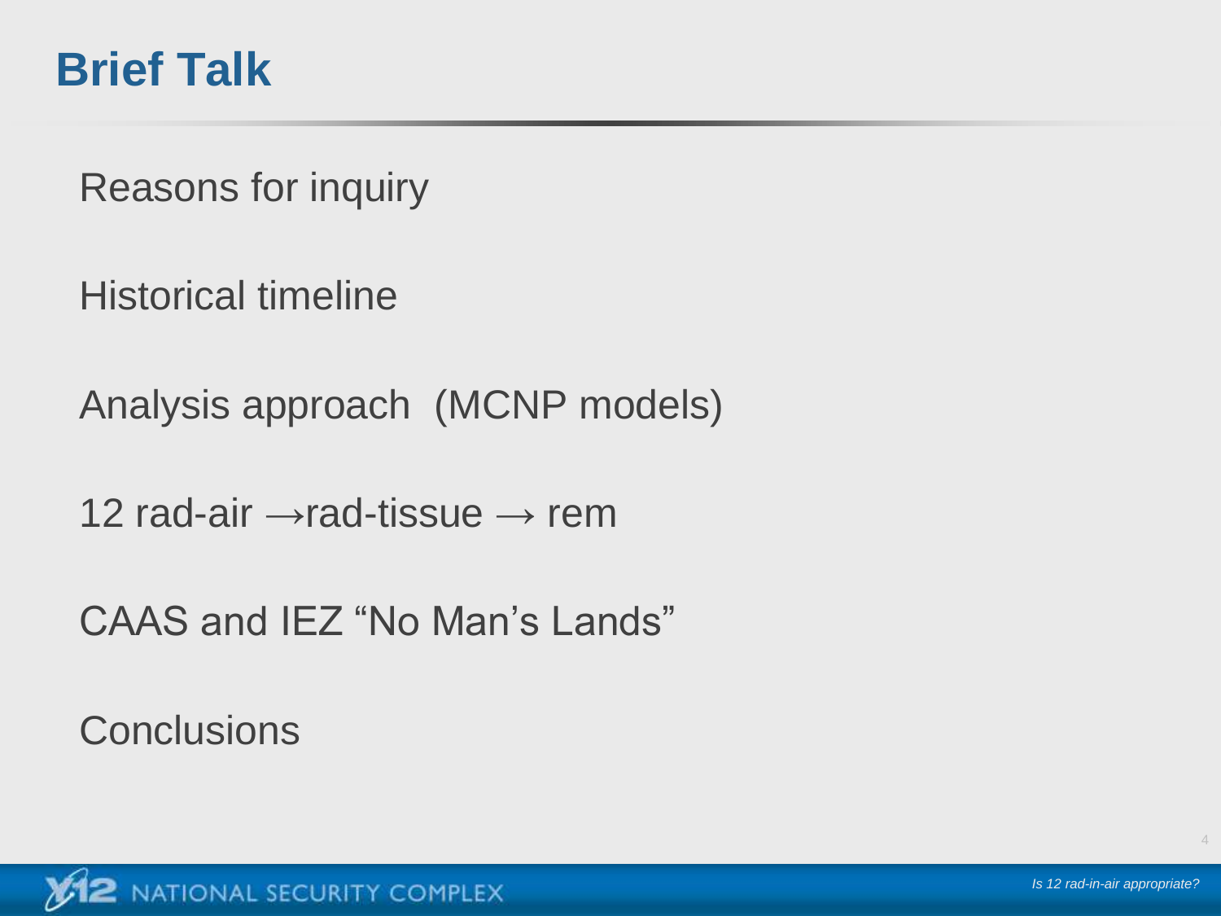# Brief Talk

Reasons for inquiry

Historical timeline

Analysis approach  (MCNP models)

12 rad-air →rad-tissue → rem

CAAS and IEZ “No Man’s Lands”

Conclusions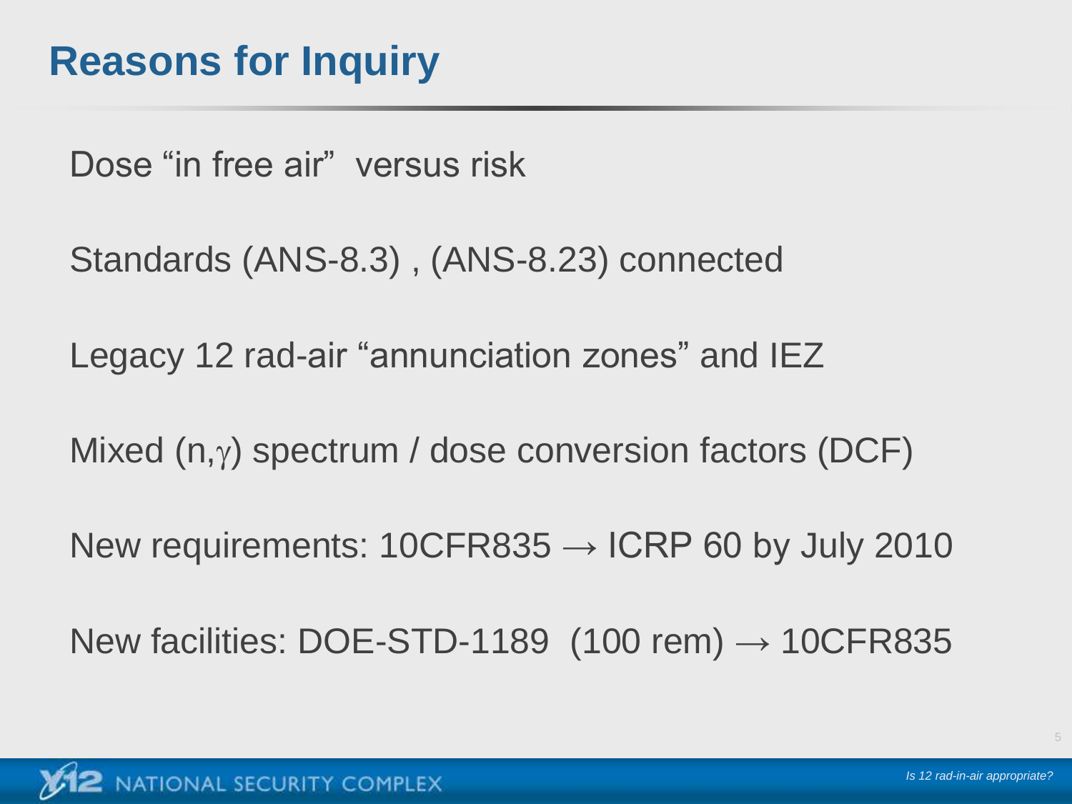# Reasons for Inquiry

Dose "in free air" versus risk

Standards (ANS-8.3) , (ANS-8.23) connected

Legacy 12 rad-air "annunciation zones" and IEZ

Mixed (n,$\gamma$) spectrum / dose conversion factors (DCF)

New requirements: 10CFR835 $\rightarrow$ ICRP 60 by July 2010

New facilities: DOE-STD-1189 (100 rem) $\rightarrow$ 10CFR835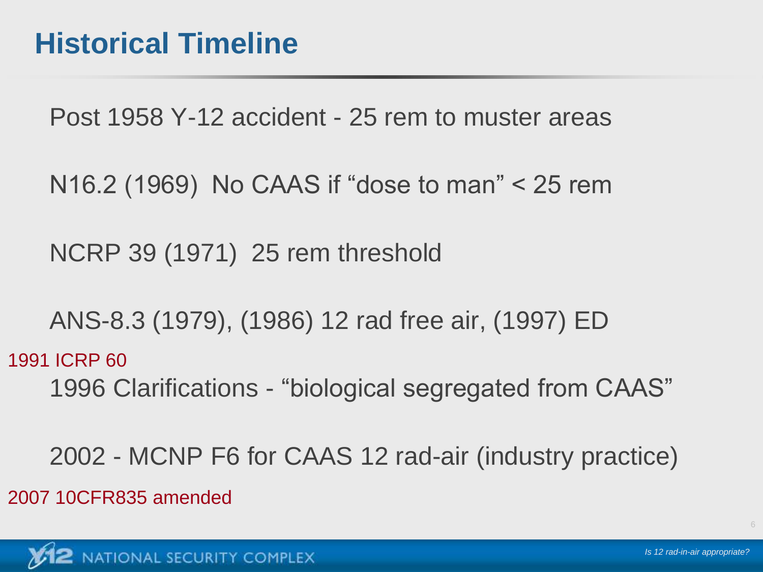# Historical Timeline

Post 1958 Y-12 accident - 25 rem to muster areas

N16.2 (1969) No CAAS if "dose to man" < 25 rem

NCRP 39 (1971) 25 rem threshold

ANS-8.3 (1979), (1986) 12 rad free air, (1997) ED

1991 ICRP 60

1996 Clarifications - "biological segregated from CAAS"

2002 - MCNP F6 for CAAS 12 rad-air (industry practice)

2007 10CFR835 amended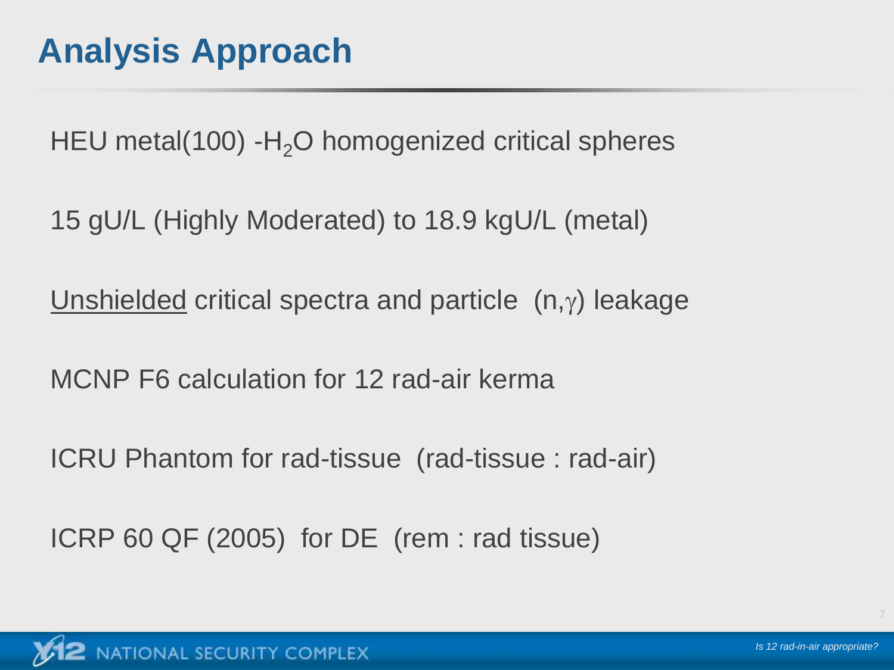# Analysis Approach

HEU metal(100) -$H_2O$ homogenized critical spheres

15 gU/L (Highly Moderated) to 18.9 kgU/L (metal)

<u>Unshielded</u> critical spectra and particle (n,$\gamma$) leakage

MCNP F6 calculation for 12 rad-air kerma

ICRU Phantom for rad-tissue (rad-tissue : rad-air)

ICRP 60 QF (2005) for DE (rem : rad tissue)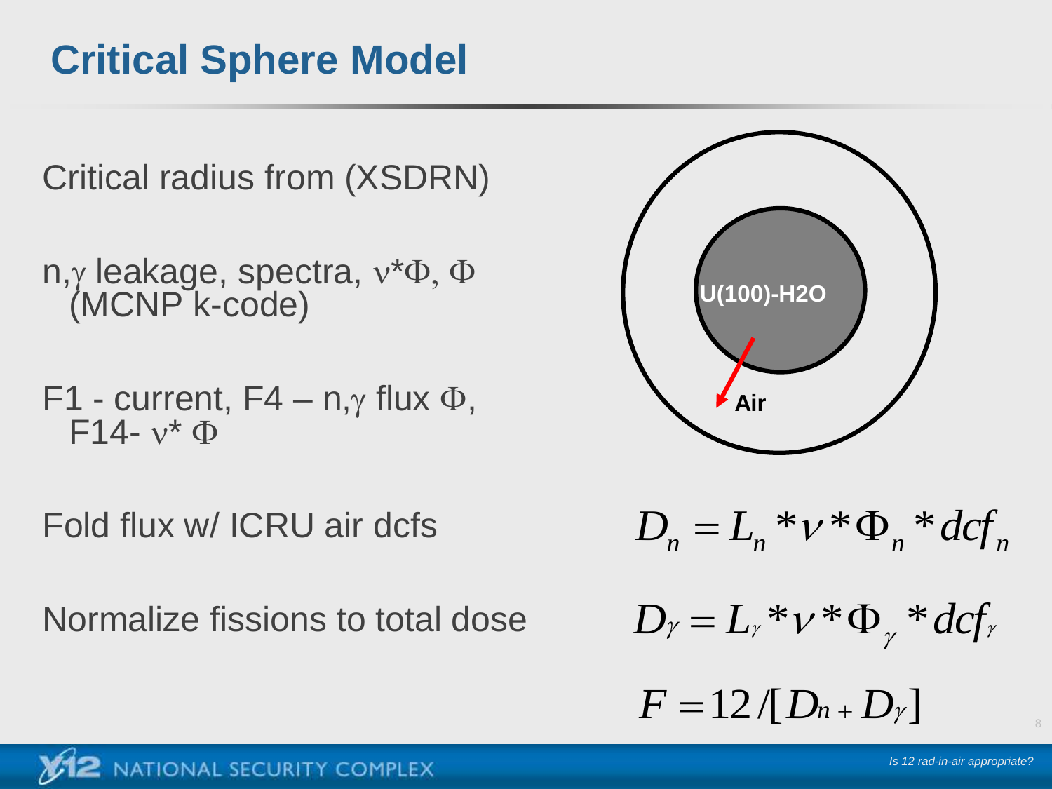# Critical Sphere Model

Critical radius from (XSDRN)

n,$\gamma$ leakage, spectra, $\nu^*\Phi$, $\Phi$ (MCNP k-code)

F1 - current, F4 – n,$\gamma$ flux $\Phi$, F14- $\nu^*\Phi$

U(100)-H2O

Air

Fold flux w/ ICRU air dcfs

$$D_n = L_n * \nu * \Phi_n * dcf_n$$

Normalize fissions to total dose

$$D_\gamma = L_\gamma * \nu * \Phi_\gamma * dcf_\gamma$$

$$F = 12 / [D_n + D_\gamma]$$

*Is 12 rad-in-air appropriate?*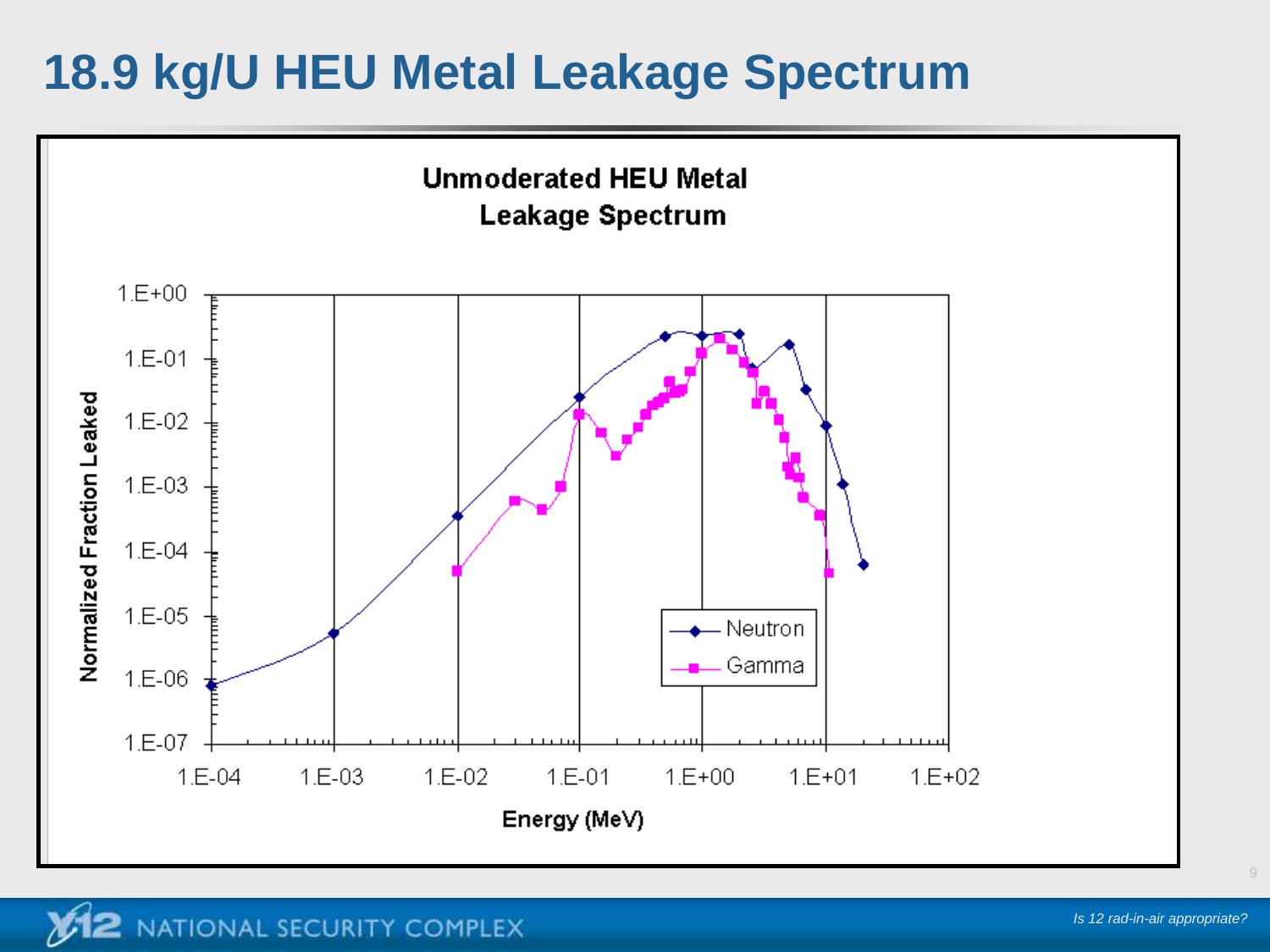# 18.9 kg/U HEU Metal Leakage Spectrum

**Unmoderated HEU Metal Leakage Spectrum**

Normalized Fraction Leaked vs. Energy (MeV)

Legend: Neutron, Gamma

*Is 12 rad-in-air appropriate?*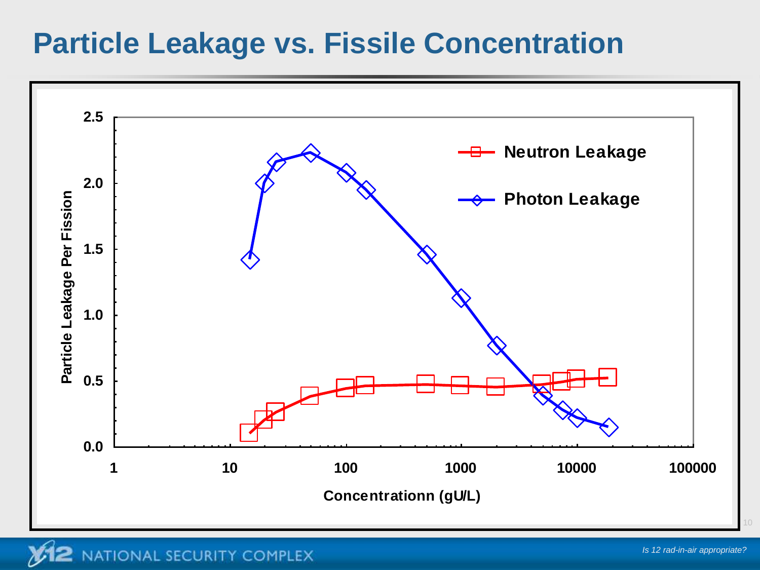# Particle Leakage vs. Fissile Concentration

Neutron Leakage

Photon Leakage

Particle Leakage Per Fission

Concentrationn (gU/L)

*Is 12 rad-in-air appropriate?*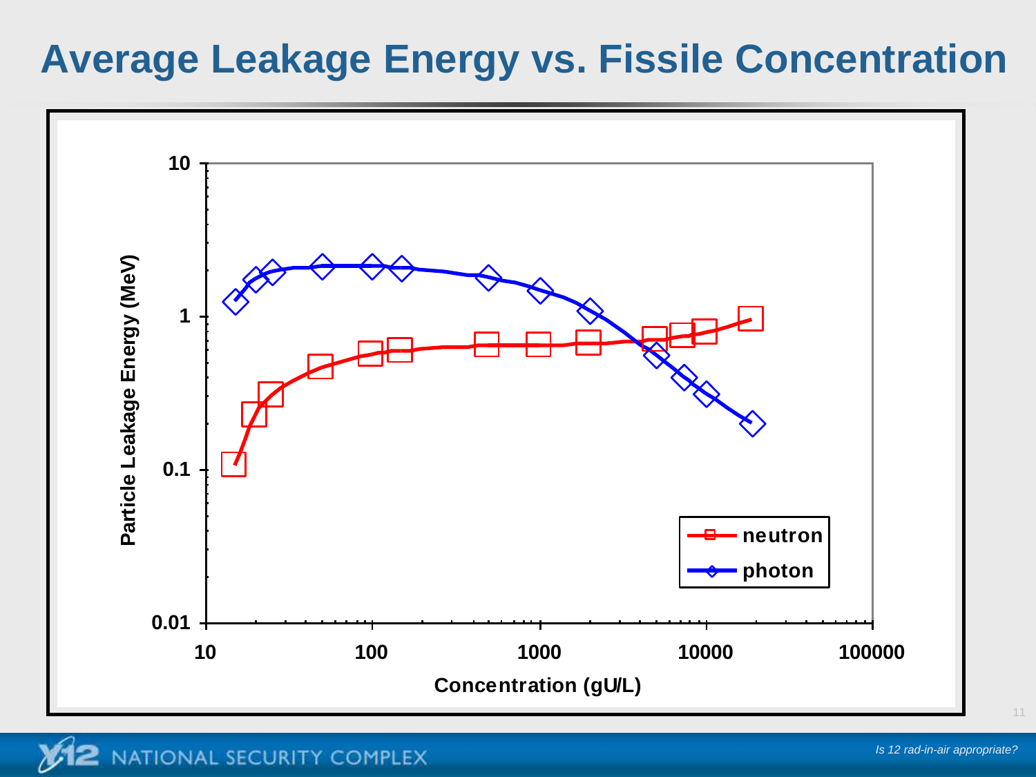# Average Leakage Energy vs. Fissile Concentration

Particle Leakage Energy (MeV)

10

1

0.1

0.01

10 100 1000 10000 100000

Concentration (gU/L)

neutron

photon

*Is 12 rad-in-air appropriate?*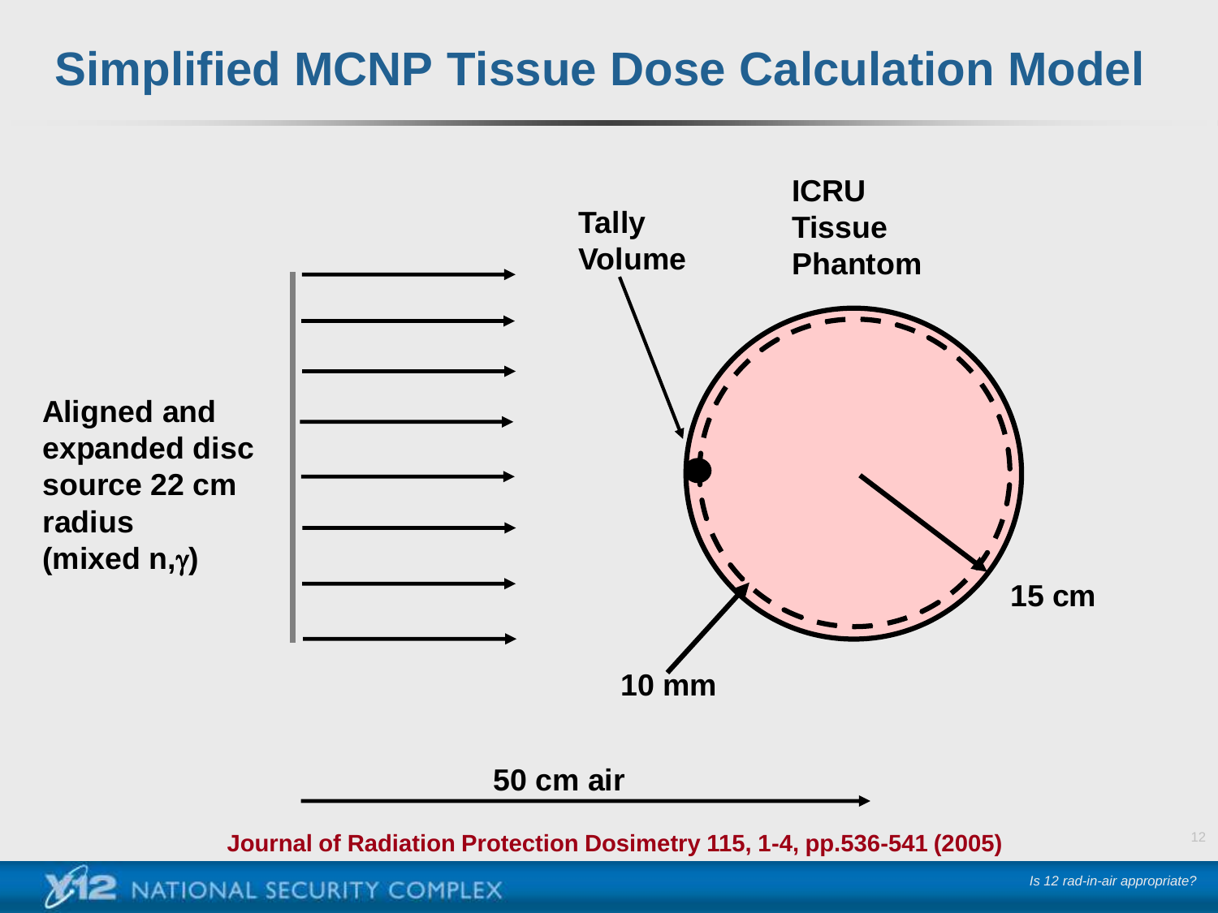# Simplified MCNP Tissue Dose Calculation Model

**Aligned and expanded disc source 22 cm radius (mixed n,$\gamma$)**

**Tally Volume**

**ICRU Tissue Phantom**

**15 cm**

**10 mm**

**50 cm air**

**Journal of Radiation Protection Dosimetry 115, 1-4, pp.536-541 (2005)**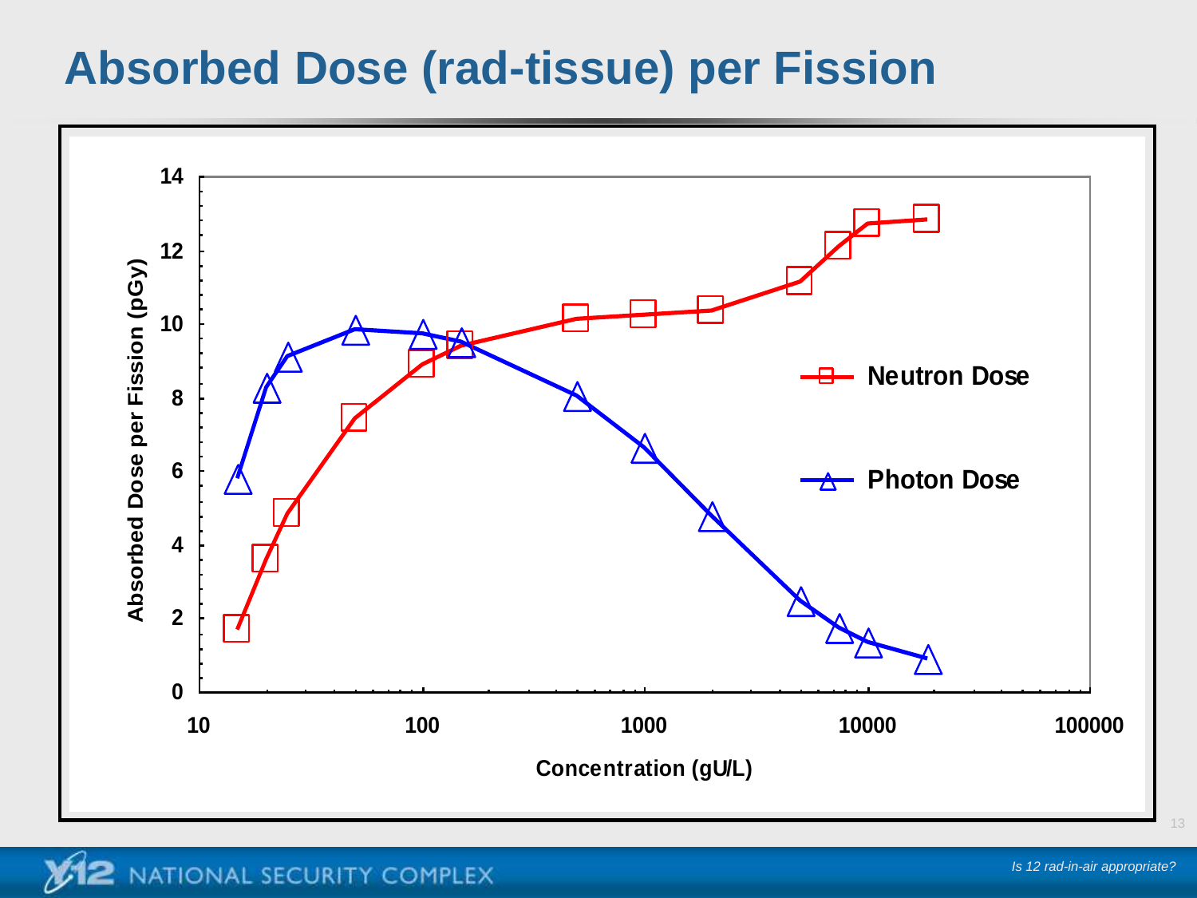# Absorbed Dose (rad-tissue) per Fission

Absorbed Dose per Fission (pGy)

Concentration (gU/L)

Neutron Dose

Photon Dose

*Is 12 rad-in-air appropriate?*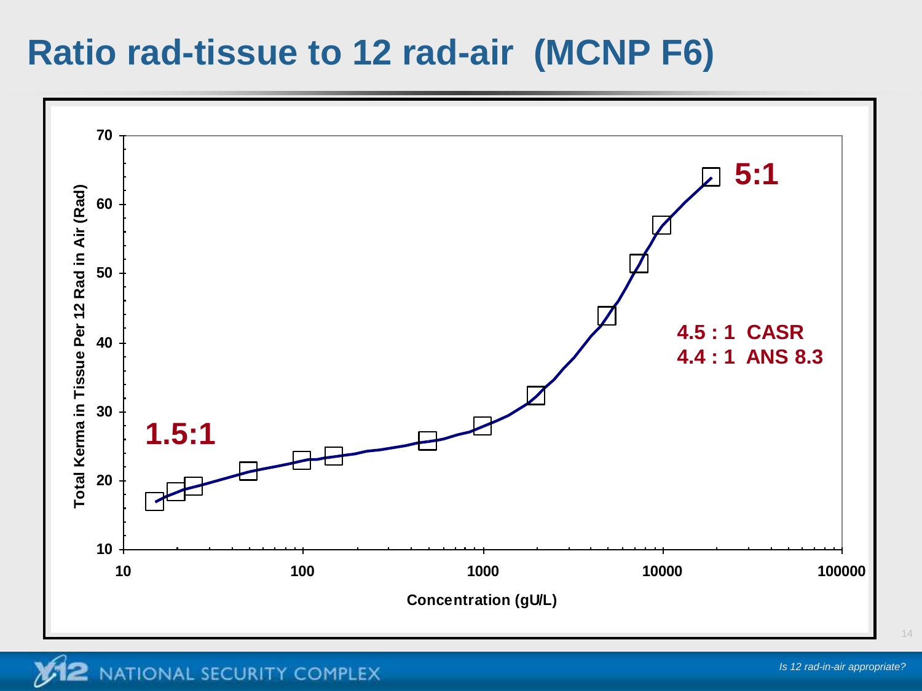# Ratio rad-tissue to 12 rad-air (MCNP F6)

Total Kerma in Tissue Per 12 Rad in Air (Rad) vs. Concentration (gU/L)

1.5:1

5:1

4.5 : 1 CASR
4.4 : 1 ANS 8.3

*Is 12 rad-in-air appropriate?*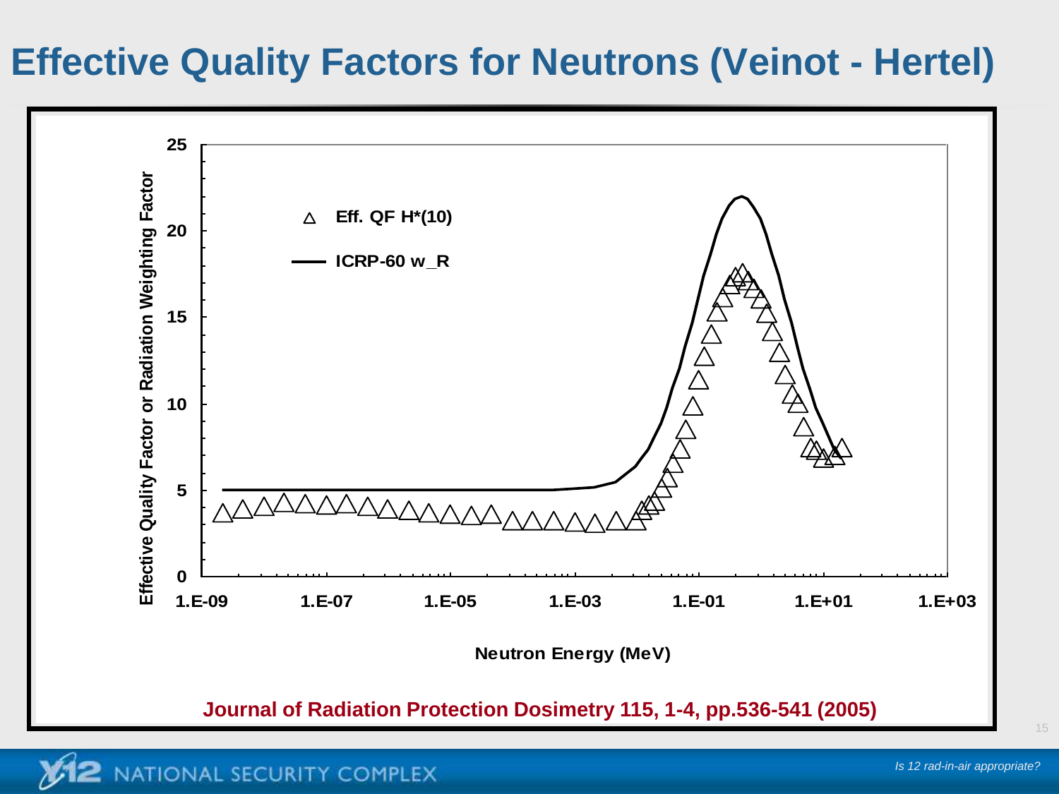# Effective Quality Factors for Neutrons (Veinot - Hertel)

Journal of Radiation Protection Dosimetry 115, 1-4, pp.536-541 (2005)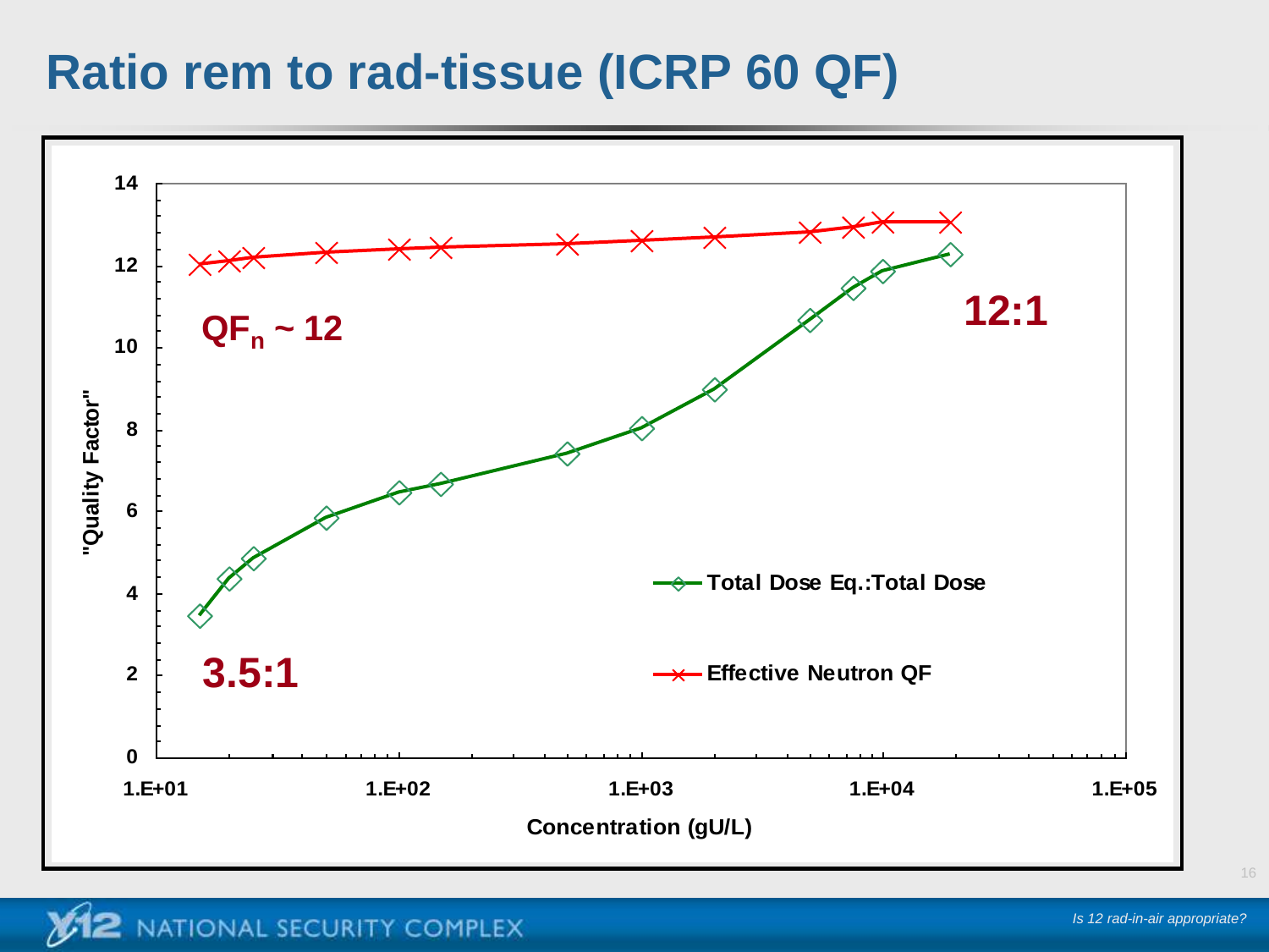# Ratio rem to rad-tissue (ICRP 60 QF)

"Quality Factor" vs. Concentration (gU/L)

$QF_n \sim 12$

3.5:1

12:1

- Total Dose Eq.:Total Dose
- Effective Neutron QF

*Is 12 rad-in-air appropriate?*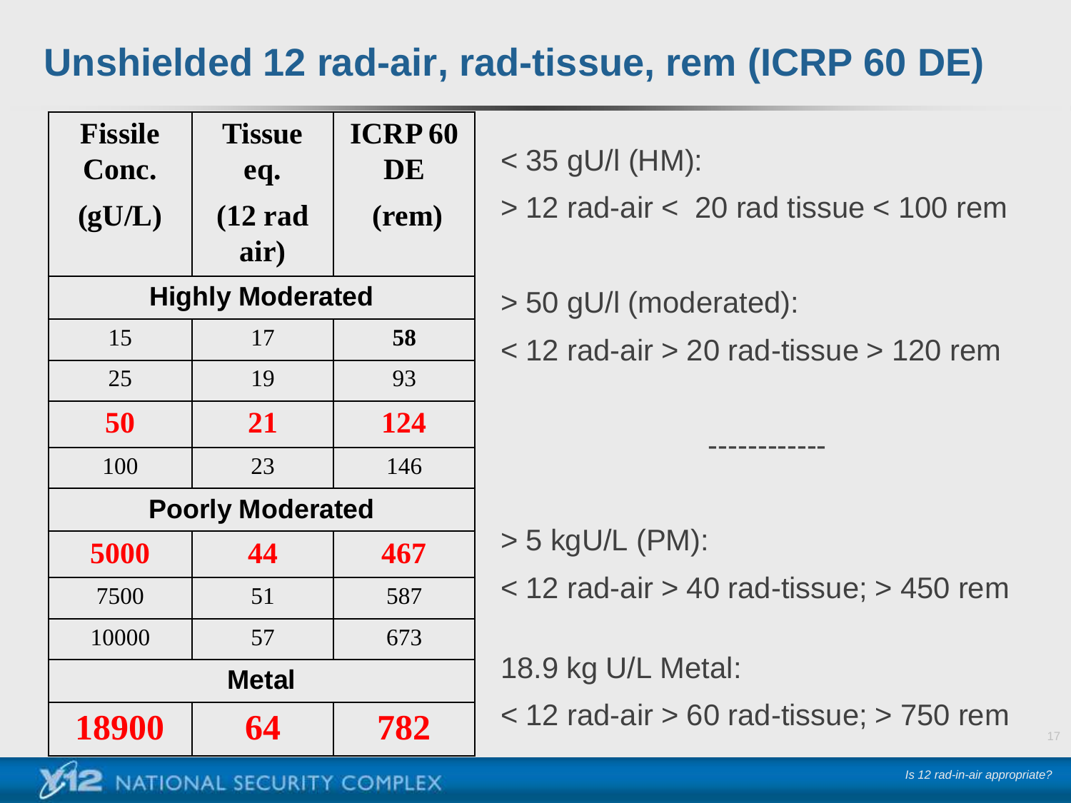# Unshielded 12 rad-air, rad-tissue, rem (ICRP 60 DE)

| Fissile Conc. (gU/L) | Tissue eq. (12 rad air) | ICRP 60 DE (rem) |
|---|---|---|
| **Highly Moderated** | | |
| 15 | 17 | **58** |
| 25 | 19 | 93 |
| **50** | **21** | **124** |
| 100 | 23 | 146 |
| **Poorly Moderated** | | |
| **5000** | **44** | **467** |
| 7500 | 51 | 587 |
| 10000 | 57 | 673 |
| **Metal** | | |
| **18900** | **64** | **782** |

< 35 gU/l (HM):

> 12 rad-air < 20 rad tissue < 100 rem

> 50 gU/l (moderated):

< 12 rad-air > 20 rad-tissue > 120 rem

------------

> 5 kgU/L (PM):

< 12 rad-air > 40 rad-tissue; > 450 rem

18.9 kg U/L Metal:

< 12 rad-air > 60 rad-tissue; > 750 rem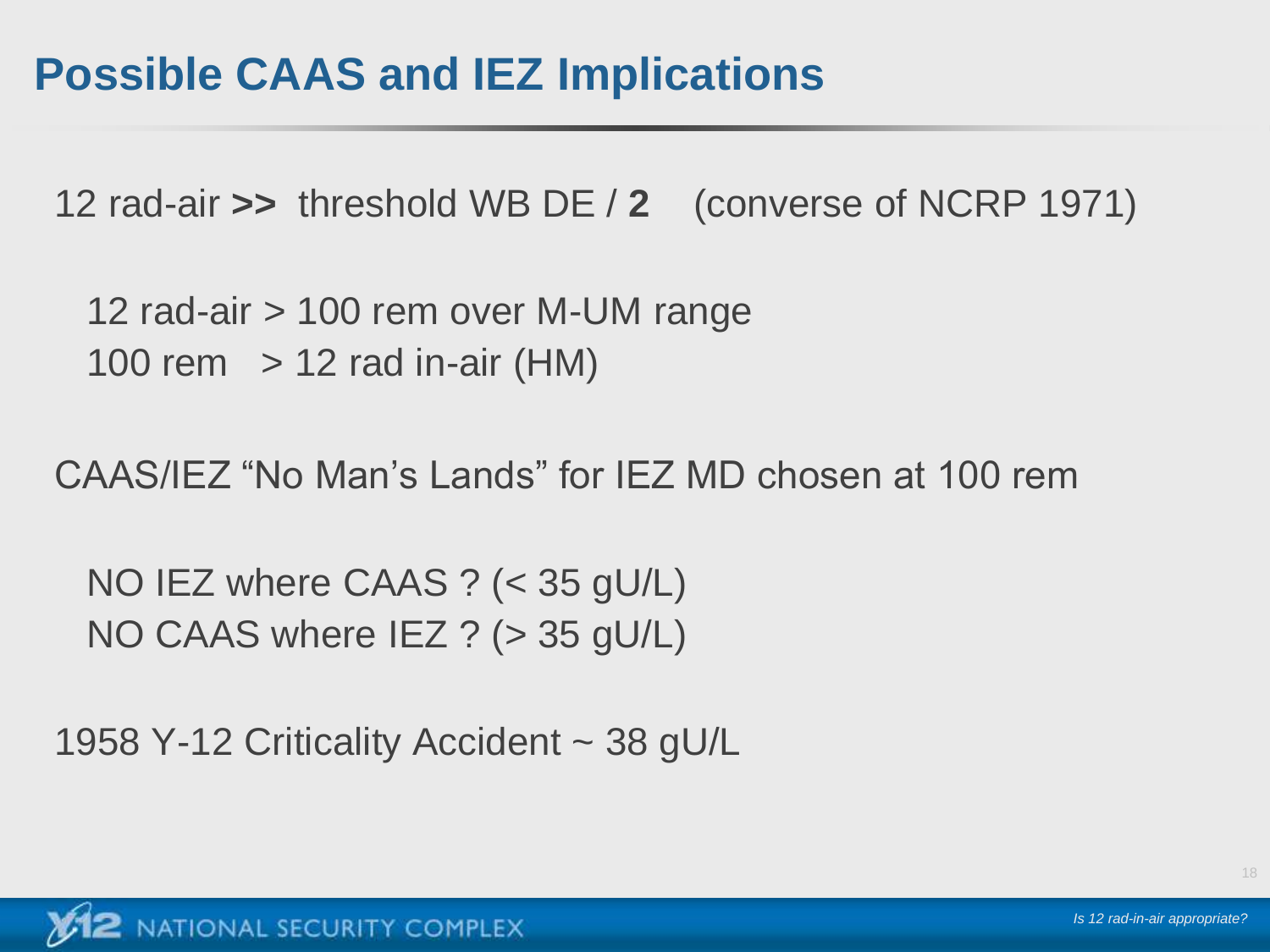# Possible CAAS and IEZ Implications

12 rad-air **>>** threshold WB DE / **2** (converse of NCRP 1971)

12 rad-air > 100 rem over M-UM range
100 rem > 12 rad in-air (HM)

CAAS/IEZ “No Man’s Lands” for IEZ MD chosen at 100 rem

NO IEZ where CAAS ? (< 35 gU/L)
NO CAAS where IEZ ? (> 35 gU/L)

1958 Y-12 Criticality Accident ~ 38 gU/L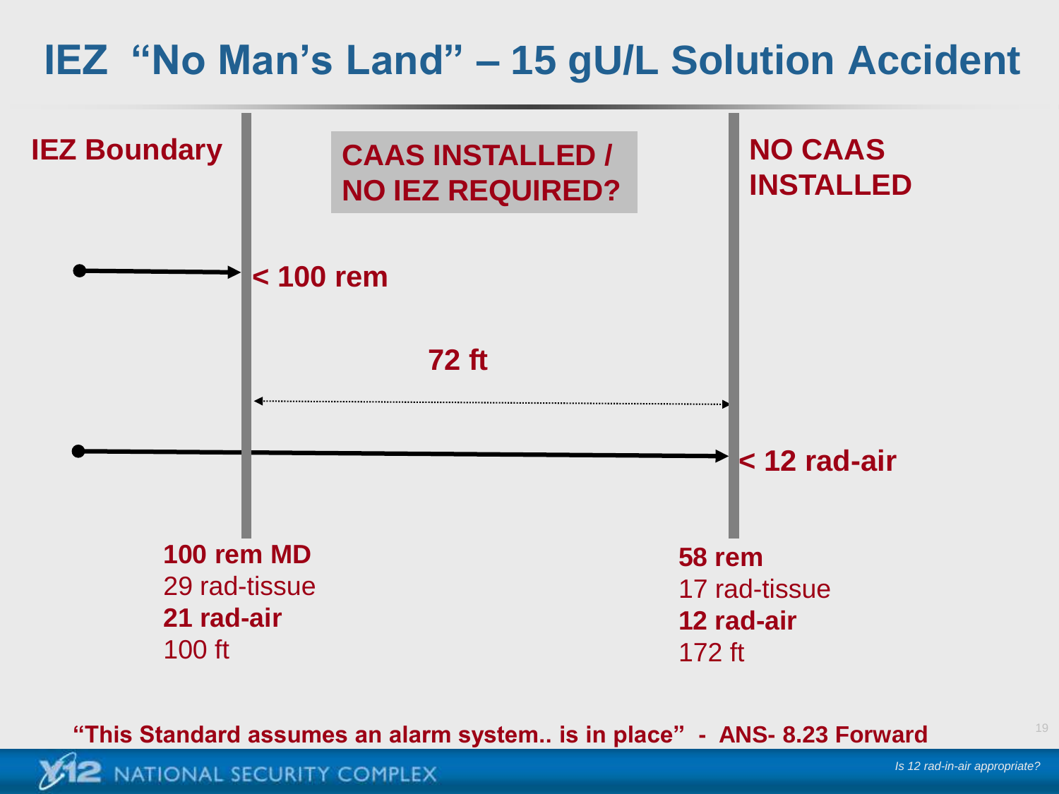# IEZ "No Man's Land" – 15 gU/L Solution Accident

**IEZ Boundary**

**CAAS INSTALLED / NO IEZ REQUIRED?**

**NO CAAS INSTALLED**

**< 100 rem**

**72 ft**

**< 12 rad-air**

**100 rem MD**
29 rad-tissue
**21 rad-air**
100 ft

**58 rem**
17 rad-tissue
**12 rad-air**
172 ft

**"This Standard assumes an alarm system.. is in place" - ANS- 8.23 Forward**

*Is 12 rad-in-air appropriate?*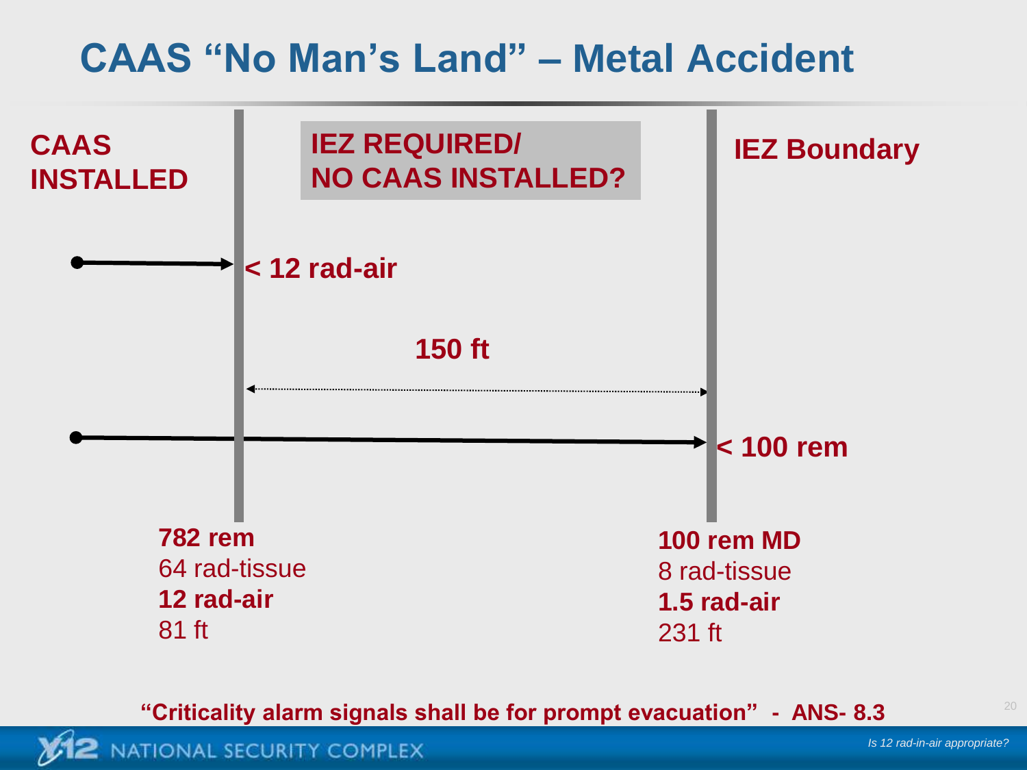# CAAS "No Man's Land" – Metal Accident

**CAAS INSTALLED**

**IEZ REQUIRED/ NO CAAS INSTALLED?**

**IEZ Boundary**

**< 12 rad-air**

**150 ft**

**< 100 rem**

**782 rem**
64 rad-tissue
**12 rad-air**
81 ft

**100 rem MD**
8 rad-tissue
**1.5 rad-air**
231 ft

**"Criticality alarm signals shall be for prompt evacuation" - ANS- 8.3**

*Is 12 rad-in-air appropriate?*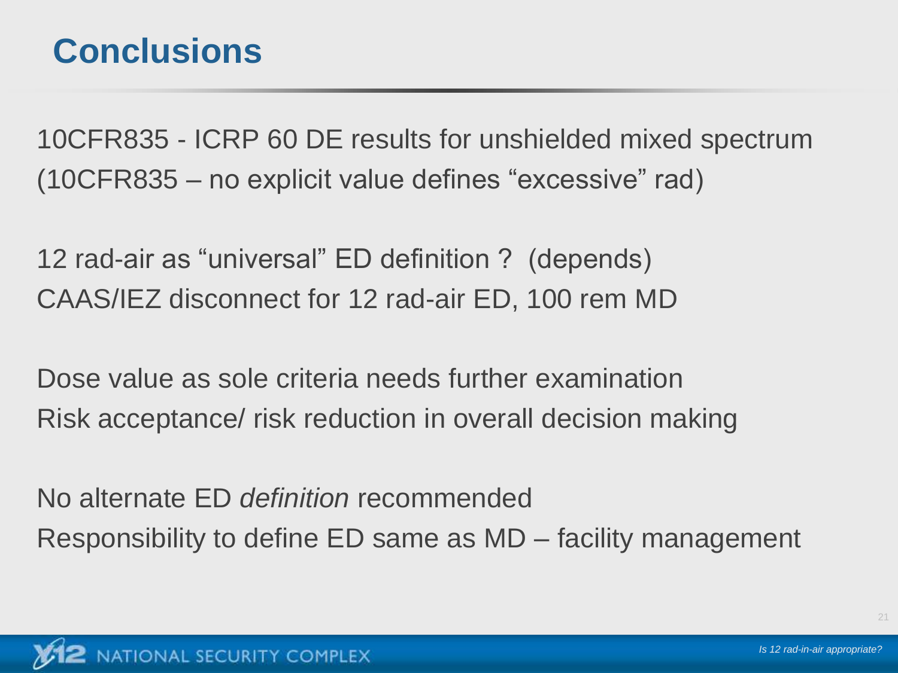# Conclusions

10CFR835 - ICRP 60 DE results for unshielded mixed spectrum
(10CFR835 – no explicit value defines “excessive” rad)

12 rad-air as “universal” ED definition ? (depends)
CAAS/IEZ disconnect for 12 rad-air ED, 100 rem MD

Dose value as sole criteria needs further examination
Risk acceptance/ risk reduction in overall decision making

No alternate ED *definition* recommended
Responsibility to define ED same as MD – facility management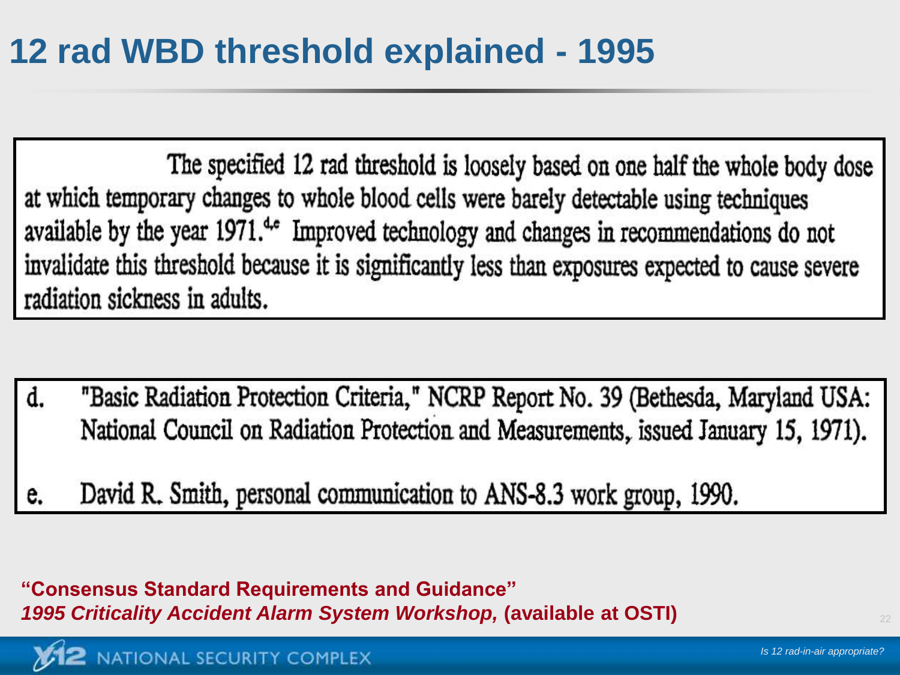# 12 rad WBD threshold explained - 1995

The specified 12 rad threshold is loosely based on one half the whole body dose at which temporary changes to whole blood cells were barely detectable using techniques available by the year 1971.[d,e] Improved technology and changes in recommendations do not invalidate this threshold because it is significantly less than exposures expected to cause severe radiation sickness in adults.

d. "Basic Radiation Protection Criteria," NCRP Report No. 39 (Bethesda, Maryland USA: National Council on Radiation Protection and Measurements, issued January 15, 1971).

e. David R. Smith, personal communication to ANS-8.3 work group, 1990.

**"Consensus Standard Requirements and Guidance"**
***1995 Criticality Accident Alarm System Workshop,*** **(available at OSTI)**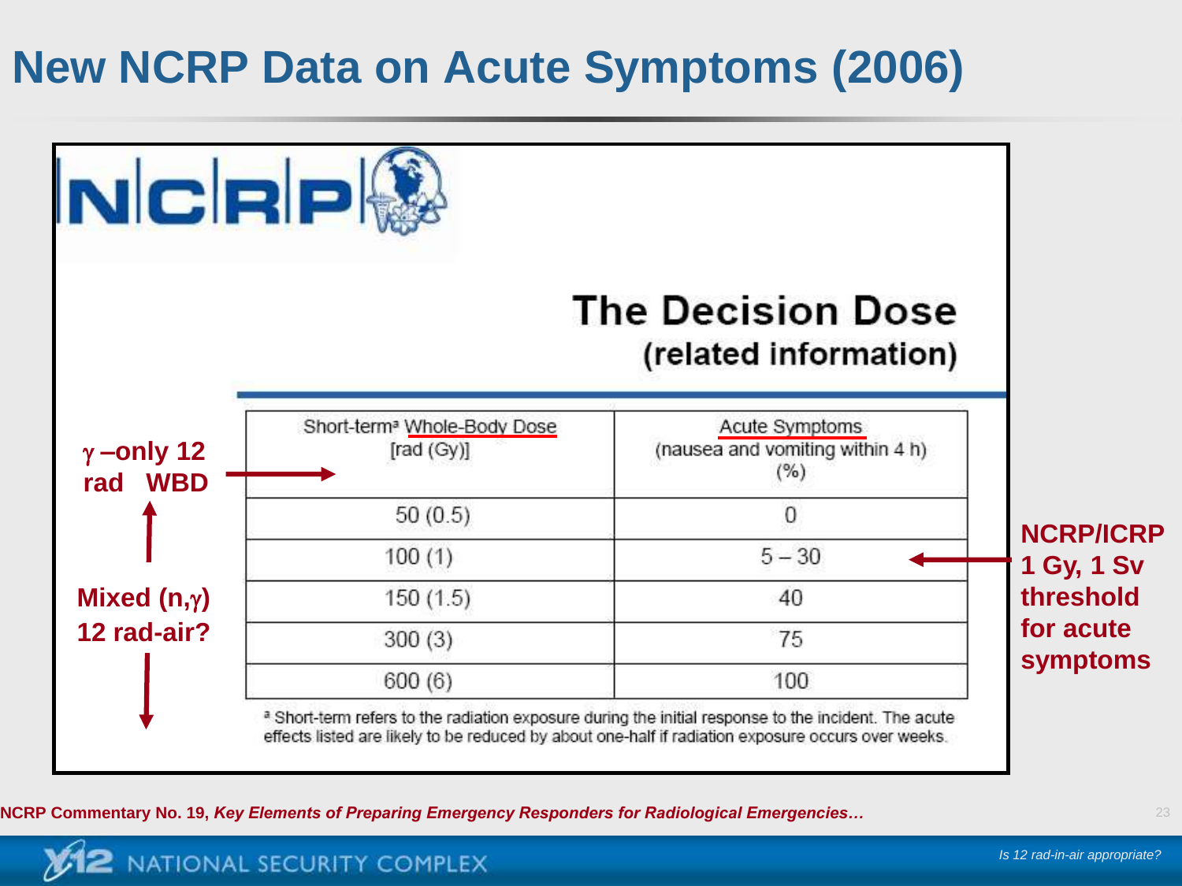# New NCRP Data on Acute Symptoms (2006)

NCRP

## The Decision Dose
### (related information)

$\gamma$ –only 12 rad WBD

Mixed (n,$\gamma$) 12 rad-air?

| Short-term[a] Whole-Body Dose [rad (Gy)] | Acute Symptoms (nausea and vomiting within 4 h) (%) |
|---|---|
| 50 (0.5) | 0 |
| 100 (1) | 5 – 30 |
| 150 (1.5) | 40 |
| 300 (3) | 75 |
| 600 (6) | 100 |

[a] Short-term refers to the radiation exposure during the initial response to the incident. The acute effects listed are likely to be reduced by about one-half if radiation exposure occurs over weeks.

**NCRP/ICRP 1 Gy, 1 Sv threshold for acute symptoms**

**NCRP Commentary No. 19, *Key Elements of Preparing Emergency Responders for Radiological Emergencies…***

*Is 12 rad-in-air appropriate?*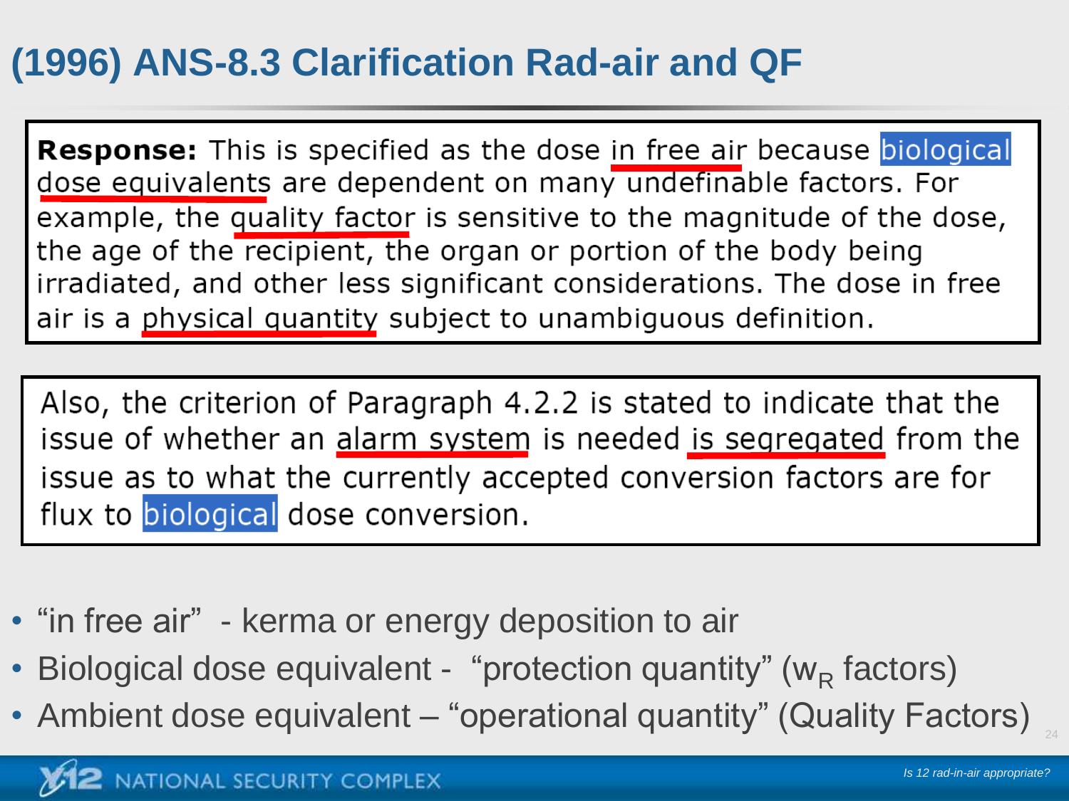# (1996) ANS-8.3 Clarification Rad-air and QF

> **Response:** This is specified as the dose in free air because biological dose equivalents are dependent on many undefinable factors. For example, the quality factor is sensitive to the magnitude of the dose, the age of the recipient, the organ or portion of the body being irradiated, and other less significant considerations. The dose in free air is a physical quantity subject to unambiguous definition.

> Also, the criterion of Paragraph 4.2.2 is stated to indicate that the issue of whether an alarm system is needed is segregated from the issue as to what the currently accepted conversion factors are for flux to biological dose conversion.

- "in free air" - kerma or energy deposition to air
- Biological dose equivalent - "protection quantity" ($w_R$ factors)
- Ambient dose equivalent – "operational quantity" (Quality Factors)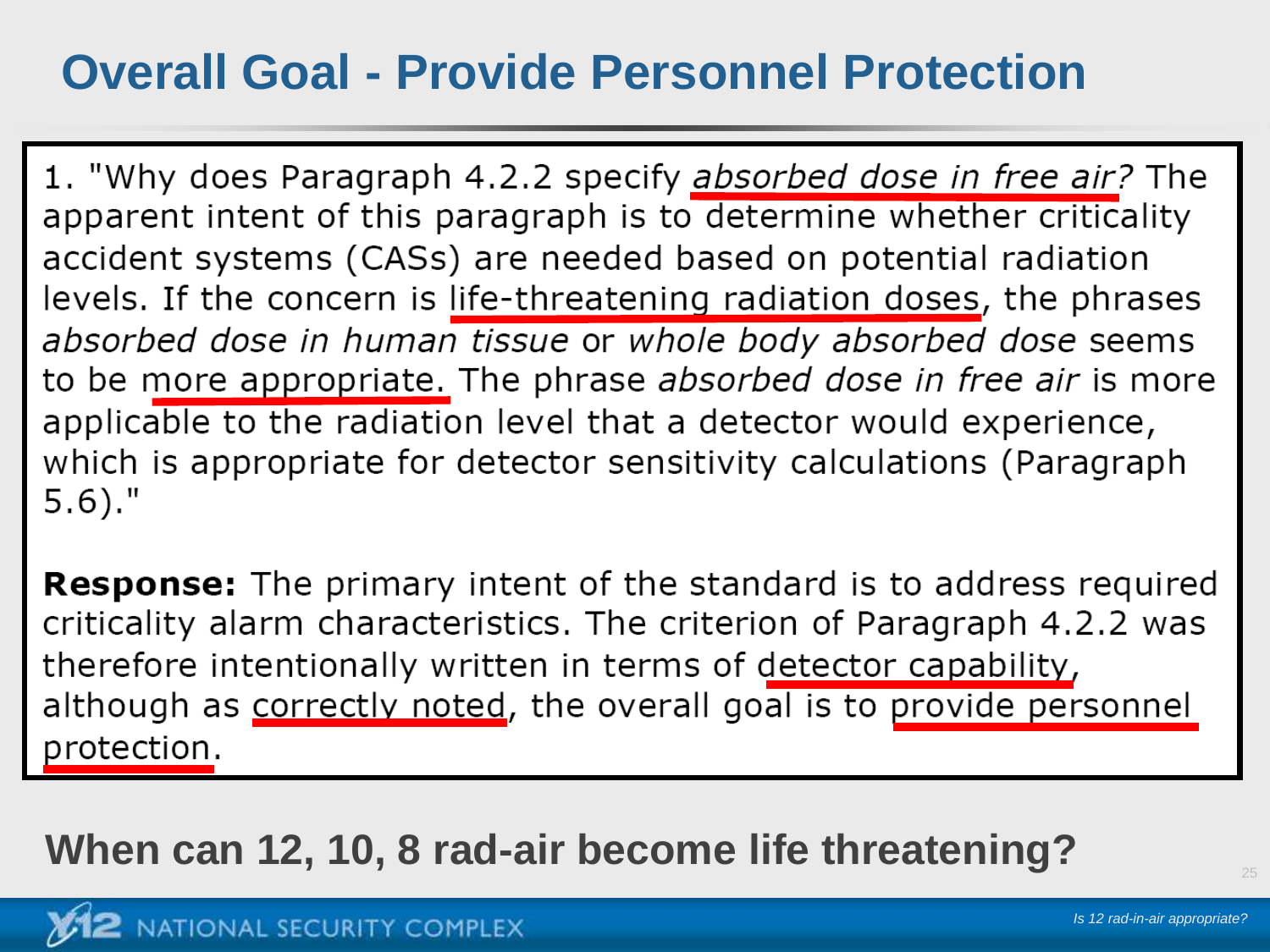# Overall Goal - Provide Personnel Protection

1. "Why does Paragraph 4.2.2 specify *absorbed dose in free air?* The apparent intent of this paragraph is to determine whether criticality accident systems (CASs) are needed based on potential radiation levels. If the concern is life-threatening radiation doses, the phrases *absorbed dose in human tissue* or *whole body absorbed dose* seems to be more appropriate. The phrase *absorbed dose in free air* is more applicable to the radiation level that a detector would experience, which is appropriate for detector sensitivity calculations (Paragraph 5.6)."

**Response:** The primary intent of the standard is to address required criticality alarm characteristics. The criterion of Paragraph 4.2.2 was therefore intentionally written in terms of detector capability, although as correctly noted, the overall goal is to provide personnel protection.

**When can 12, 10, 8 rad-air become life threatening?**

*Is 12 rad-in-air appropriate?*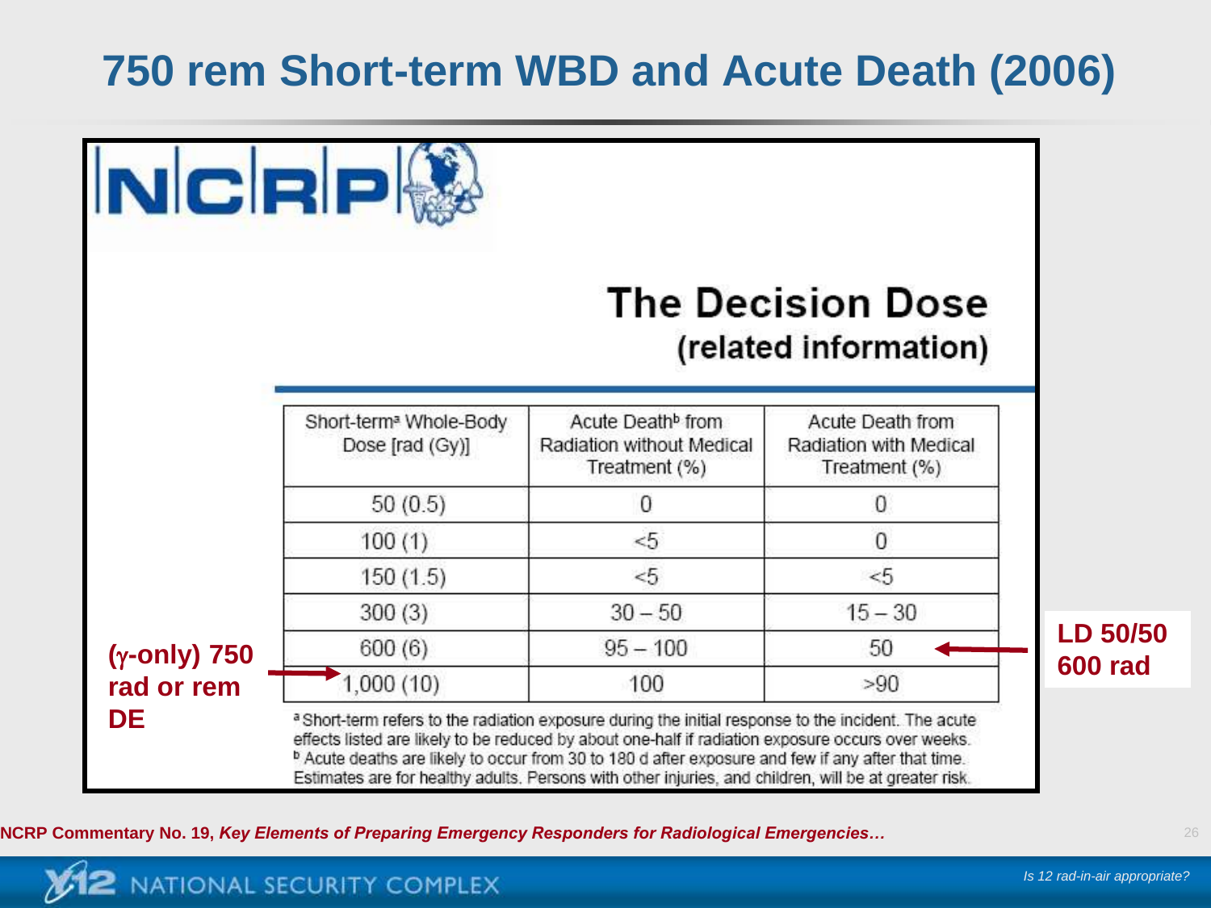# 750 rem Short-term WBD and Acute Death (2006)

NCRP

## The Decision Dose
### (related information)

| Short-term[a] Whole-Body Dose [rad (Gy)] | Acute Death[b] from Radiation without Medical Treatment (%) | Acute Death from Radiation with Medical Treatment (%) |
|---|---|---|
| 50 (0.5) | 0 | 0 |
| 100 (1) | <5 | 0 |
| 150 (1.5) | <5 | <5 |
| 300 (3) | 30 – 50 | 15 – 30 |
| 600 (6) | 95 – 100 | 50 |
| 1,000 (10) | 100 | >90 |

[a] Short-term refers to the radiation exposure during the initial response to the incident. The acute effects listed are likely to be reduced by about one-half if radiation exposure occurs over weeks.
[b] Acute deaths are likely to occur from 30 to 180 d after exposure and few if any after that time. Estimates are for healthy adults. Persons with other injuries, and children, will be at greater risk.

**(γ-only) 750 rad or rem DE**

**LD 50/50 600 rad**

**NCRP Commentary No. 19, *Key Elements of Preparing Emergency Responders for Radiological Emergencies…***

*Is 12 rad-in-air appropriate?*